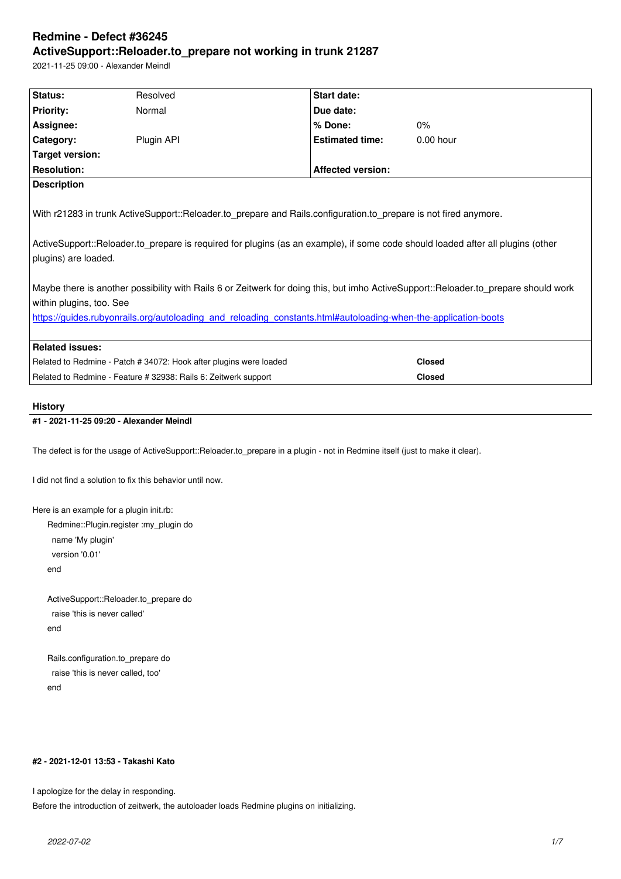# Redmine - Defect #36245

# ActiveSupport::Reloader.to_prepare not working in trunk 21287

2021-11-25 09:00 - Alexander Meindl

| | | | |
|---|---|---|---|
| **Status:** | Resolved | **Start date:** | |
| **Priority:** | Normal | **Due date:** | |
| **Assignee:** | | **% Done:** | 0% |
| **Category:** | Plugin API | **Estimated time:** | 0.00 hour |
| **Target version:** | | | |
| **Resolution:** | | **Affected version:** | |

**Description**

With r21283 in trunk ActiveSupport::Reloader.to_prepare and Rails.configuration.to_prepare is not fired anymore.

ActiveSupport::Reloader.to_prepare is required for plugins (as an example), if some code should loaded after all plugins (other plugins) are loaded.

Maybe there is another possibility with Rails 6 or Zeitwerk for doing this, but imho ActiveSupport::Reloader.to_prepare should work within plugins, too. See
https://guides.rubyonrails.org/autoloading_and_reloading_constants.html#autoloading-when-the-application-boots

**Related issues:**

| | |
|---|---|
| Related to Redmine - Patch # 34072: Hook after plugins were loaded | **Closed** |
| Related to Redmine - Feature # 32938: Rails 6: Zeitwerk support | **Closed** |

## History

### #1 - 2021-11-25 09:20 - Alexander Meindl

The defect is for the usage of ActiveSupport::Reloader.to_prepare in a plugin - not in Redmine itself (just to make it clear).

I did not find a solution to fix this behavior until now.

Here is an example for a plugin init.rb:

```
Redmine::Plugin.register :my_plugin do
  name 'My plugin'
  version '0.01'
end

ActiveSupport::Reloader.to_prepare do
  raise 'this is never called'
end

Rails.configuration.to_prepare do
  raise 'this is never called, too'
end
```

### #2 - 2021-12-01 13:53 - Takashi Kato

I apologize for the delay in responding.
Before the introduction of zeitwerk, the autoloader loads Redmine plugins on initializing.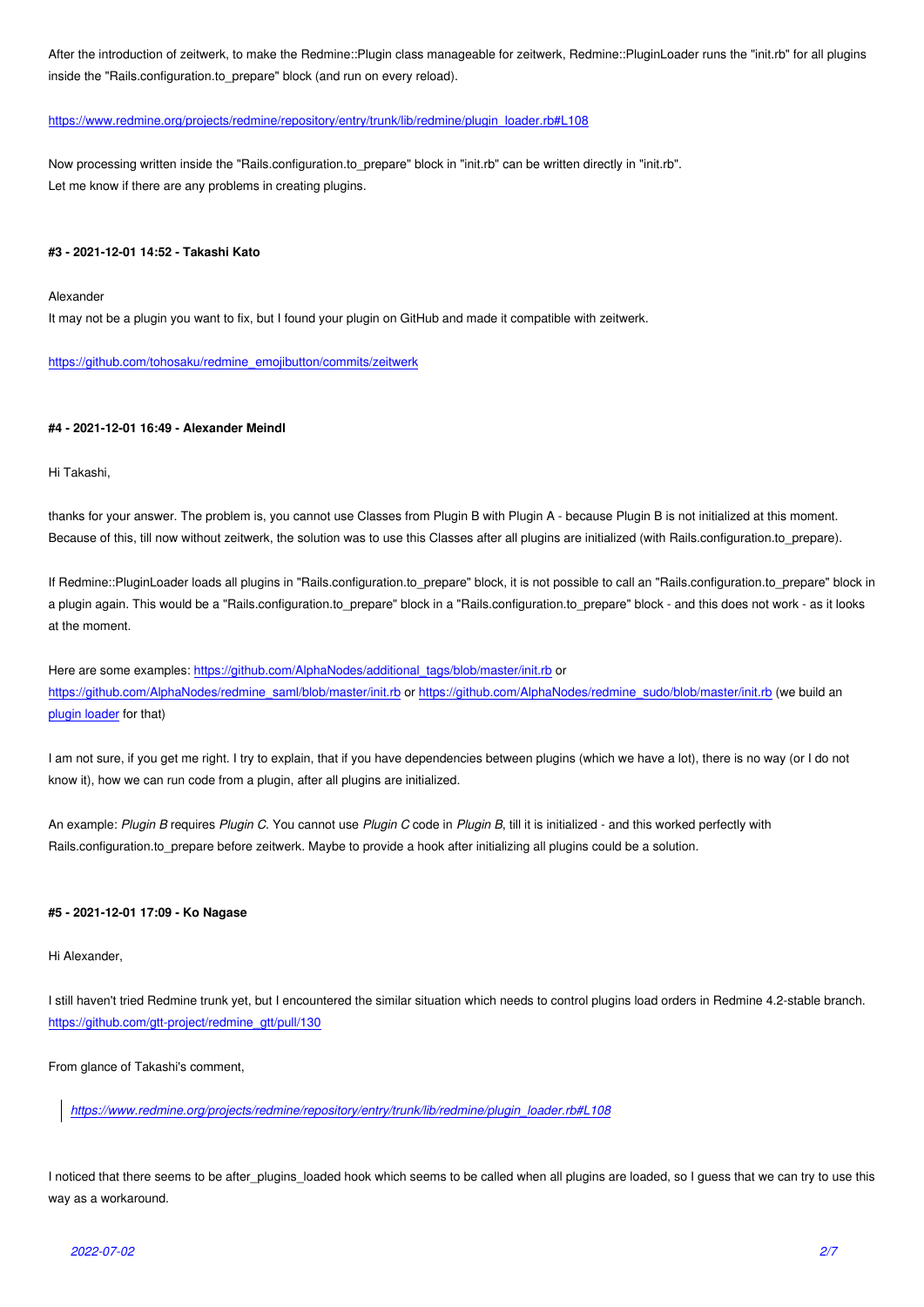After the introduction of zeitwerk, to make the Redmine::Plugin class manageable for zeitwerk, Redmine::PluginLoader runs the "init.rb" for all plugins inside the "Rails.configuration.to_prepare" block (and run on every reload).

https://www.redmine.org/projects/redmine/repository/entry/trunk/lib/redmine/plugin_loader.rb#L108

Now processing written inside the "Rails.configuration.to_prepare" block in "init.rb" can be written directly in "init.rb".
Let me know if there are any problems in creating plugins.

#### #3 - 2021-12-01 14:52 - Takashi Kato

Alexander
It may not be a plugin you want to fix, but I found your plugin on GitHub and made it compatible with zeitwerk.

https://github.com/tohosaku/redmine_emojibutton/commits/zeitwerk

#### #4 - 2021-12-01 16:49 - Alexander Meindl

Hi Takashi,

thanks for your answer. The problem is, you cannot use Classes from Plugin B with Plugin A - because Plugin B is not initialized at this moment. Because of this, till now without zeitwerk, the solution was to use this Classes after all plugins are initialized (with Rails.configuration.to_prepare).

If Redmine::PluginLoader loads all plugins in "Rails.configuration.to_prepare" block, it is not possible to call an "Rails.configuration.to_prepare" block in a plugin again. This would be a "Rails.configuration.to_prepare" block in a "Rails.configuration.to_prepare" block - and this does not work - as it looks at the moment.

Here are some examples: https://github.com/AlphaNodes/additional_tags/blob/master/init.rb or https://github.com/AlphaNodes/redmine_saml/blob/master/init.rb or https://github.com/AlphaNodes/redmine_sudo/blob/master/init.rb (we build an plugin loader for that)

I am not sure, if you get me right. I try to explain, that if you have dependencies between plugins (which we have a lot), there is no way (or I do not know it), how we can run code from a plugin, after all plugins are initialized.

An example: *Plugin B* requires *Plugin C*. You cannot use *Plugin C* code in *Plugin B*, till it is initialized - and this worked perfectly with Rails.configuration.to_prepare before zeitwerk. Maybe to provide a hook after initializing all plugins could be a solution.

#### #5 - 2021-12-01 17:09 - Ko Nagase

Hi Alexander,

I still haven't tried Redmine trunk yet, but I encountered the similar situation which needs to control plugins load orders in Redmine 4.2-stable branch.
https://github.com/gtt-project/redmine_gtt/pull/130

From glance of Takashi's comment,

> *https://www.redmine.org/projects/redmine/repository/entry/trunk/lib/redmine/plugin_loader.rb#L108*

I noticed that there seems to be after_plugins_loaded hook which seems to be called when all plugins are loaded, so I guess that we can try to use this way as a workaround.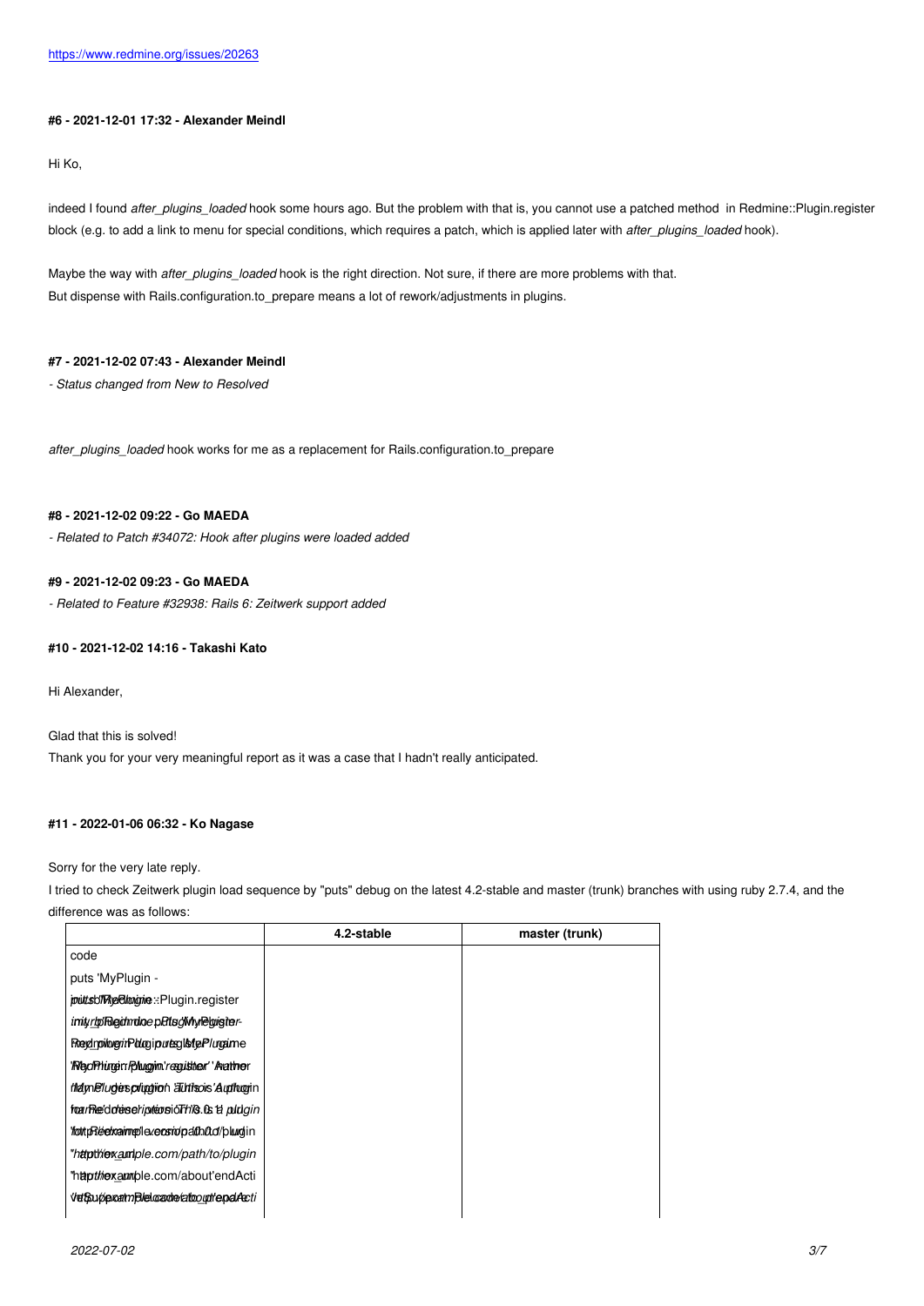#### #6 - 2021-12-01 17:32 - Alexander Meindl

Hi Ko,

indeed I found *after_plugins_loaded* hook some hours ago. But the problem with that is, you cannot use a patched method in Redmine::Plugin.register block (e.g. to add a link to menu for special conditions, which requires a patch, which is applied later with *after_plugins_loaded* hook).

Maybe the way with *after_plugins_loaded* hook is the right direction. Not sure, if there are more problems with that.
But dispense with Rails.configuration.to_prepare means a lot of rework/adjustments in plugins.

#### #7 - 2021-12-02 07:43 - Alexander Meindl

*- Status changed from New to Resolved*

*after_plugins_loaded* hook works for me as a replacement for Rails.configuration.to_prepare

#### #8 - 2021-12-02 09:22 - Go MAEDA

*- Related to Patch #34072: Hook after plugins were loaded added*

#### #9 - 2021-12-02 09:23 - Go MAEDA

*- Related to Feature #32938: Rails 6: Zeitwerk support added*

#### #10 - 2021-12-02 14:16 - Takashi Kato

Hi Alexander,

Glad that this is solved!
Thank you for your very meaningful report as it was a case that I hadn't really anticipated.

#### #11 - 2022-01-06 06:32 - Ko Nagase

Sorry for the very late reply.
I tried to check Zeitwerk plugin load sequence by "puts" debug on the latest 4.2-stable and master (trunk) branches with using ruby 2.7.4, and the difference was as follows:

| | 4.2-stable | master (trunk) |
|---|---|---|
| code<br>puts 'MyPlugin -<br>init.rb'Redmine::Plugin.register<br>:my_plugin do puts 'MyPlugin -<br>Redmine::Plugin.register' name<br>'My Plugin plugin' author 'Author<br>name' description 'This is a plugin<br>for Redmine' version '0.0.1' url<br>'http://example.com/path/to/plugin<br>' author_url 'http://example.com/about'endActi<br>veSupport::Reloader.to_prepare | | |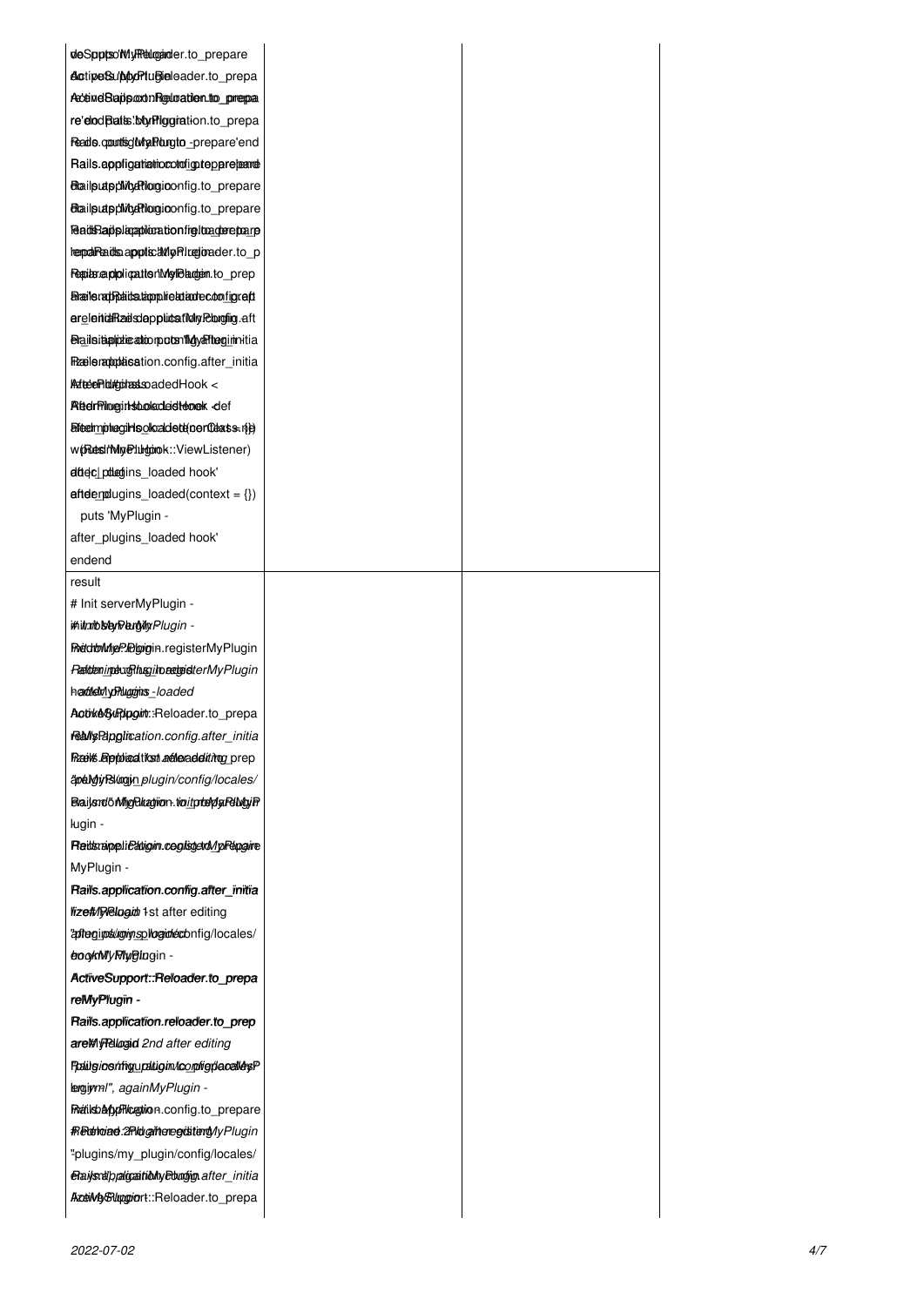| | | |
|---|---|---|
| deSupport::MyPReloader.to_prepare<br>ActiveSupport::MyPluginReloader.to_prepa<br>ActiveSupport::Reloader.to_prepa<br>re'endRails.MyPlugin.to_prepa<br>Rails.config.MyPlugin.to_prepare'end<br>Rails.application.config.to_prepare<br>Rails.application.config.to_prepare<br>Rails.application.config.to_prepare<br>RailsRails.application.config.to_prepare<br>endRails.application.MyPluginReloader.to_p<br>Rails.application.MyPlugin.to_prep<br>Rails.application.reloader.config.aft<br>er_initialize.application.config.aft<br>Rails.application.config.after_initia<br>Rails.application.config.after_initia<br>AfterPluginsLoadedHook <<br>AfterPluginsLoadedHook <def<br>after_plugins_loaded(context = {})<br>w(Redmine::Hook::ViewListener)<br>def plugins_loaded hook'<br>after_plugins_loaded(context = {})<br>puts 'MyPlugin -<br>after_plugins_loaded hook'<br>endend | | |
| result<br># Init serverMyPlugin -<br># Init serverMyPlugin -<br>Redmine::Plugin.registerMyPlugin<br>Redmine::Plugin.registerMyPlugin<br>after_plugins_loaded<br>ActiveSupport::Reloader.to_prepa<br>MyPlugin - application.config.after_initia<br>Rails.application.config.after_prep<br>"plugins/my_plugin/config/locales/<br>Rails.MyPlugin - to_prepareMyP<br>lugin -<br>Rails.application.config.to_prepare<br>MyPlugin -<br>Rails.application.config.after_initia<br>lizeMyPlugin 1st after editing<br>"plugins/my_plugin/config/locales/<br>en.ymlMyPlugin -<br>ActiveSupport::Reloader.to_prepa<br>reMyPlugin -<br>Rails.application.reloader.to_prep<br>areMyPlugin 2nd after editing<br>"plugins/my_plugin/config/locales/<br>en.yml", againMyPlugin -<br>Rails.application.config.to_prepare<br># Reload 2nd after editingMyPlugin<br>"plugins/my_plugin/config/locales/<br>en.yml", againMyPlugin.after_initia<br>ActiveSupport::Reloader.to_prepa | | |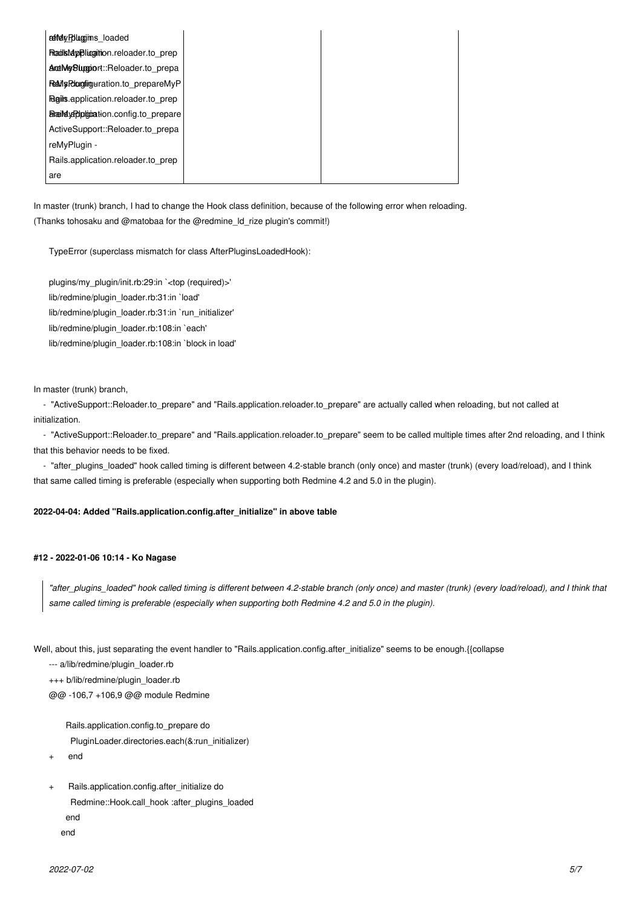| | | |
|---|---|---|
| after_plugins_loaded / MyPlugin | | |
| Rails.application.reloader.to_prep / MyPlugin - | | |
| ActiveSupport::Reloader.to_prepa / reMyPlugin - | | |
| Rails.configuration.to_prepareMyP / lugin | | |
| Rails.application.reloader.to_prep / are | | |
| Rails.application.config.to_prepare / MyPlugin - | | |
| ActiveSupport::Reloader.to_prepa | | |
| reMyPlugin - | | |
| Rails.application.reloader.to_prep | | |
| are | | |

In master (trunk) branch, I had to change the Hook class definition, because of the following error when reloading.
(Thanks tohosaku and @matobaa for the @redmine_ld_rize plugin's commit!)

```
TypeError (superclass mismatch for class AfterPluginsLoadedHook):

plugins/my_plugin/init.rb:29:in `<top (required)>'
lib/redmine/plugin_loader.rb:31:in `load'
lib/redmine/plugin_loader.rb:31:in `run_initializer'
lib/redmine/plugin_loader.rb:108:in `each'
lib/redmine/plugin_loader.rb:108:in `block in load'
```

In master (trunk) branch,

- "ActiveSupport::Reloader.to_prepare" and "Rails.application.reloader.to_prepare" are actually called when reloading, but not called at initialization.
- "ActiveSupport::Reloader.to_prepare" and "Rails.application.reloader.to_prepare" seem to be called multiple times after 2nd reloading, and I think that this behavior needs to be fixed.
- "after_plugins_loaded" hook called timing is different between 4.2-stable branch (only once) and master (trunk) (every load/reload), and I think that same called timing is preferable (especially when supporting both Redmine 4.2 and 5.0 in the plugin).

**2022-04-04: Added "Rails.application.config.after_initialize" in above table**

#### #12 - 2022-01-06 10:14 - Ko Nagase

> *"after_plugins_loaded" hook called timing is different between 4.2-stable branch (only once) and master (trunk) (every load/reload), and I think that same called timing is preferable (especially when supporting both Redmine 4.2 and 5.0 in the plugin).*

Well, about this, just separating the event handler to "Rails.application.config.after_initialize" seems to be enough.{{collapse

```
--- a/lib/redmine/plugin_loader.rb
+++ b/lib/redmine/plugin_loader.rb
@@ -106,7 +106,9 @@ module Redmine

       Rails.application.config.to_prepare do
         PluginLoader.directories.each(&:run_initializer)
+      end

+      Rails.application.config.after_initialize do
         Redmine::Hook.call_hook :after_plugins_loaded
       end
     end
```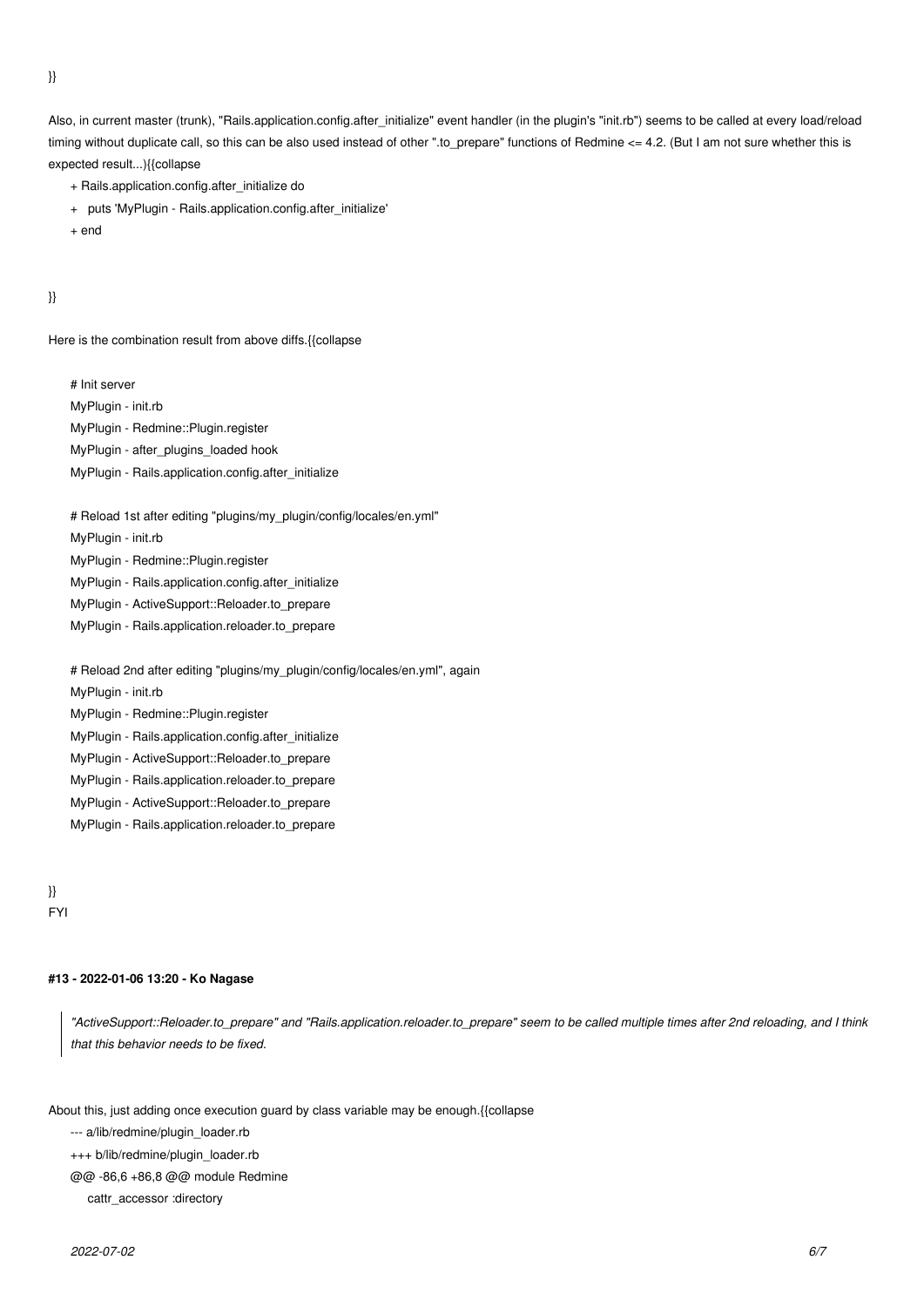}}

Also, in current master (trunk), "Rails.application.config.after_initialize" event handler (in the plugin's "init.rb") seems to be called at every load/reload timing without duplicate call, so this can be also used instead of other ".to_prepare" functions of Redmine <= 4.2. (But I am not sure whether this is expected result...){{collapse

```
+ Rails.application.config.after_initialize do
+   puts 'MyPlugin - Rails.application.config.after_initialize'
+ end
```

}}

Here is the combination result from above diffs.{{collapse

```
# Init server
MyPlugin - init.rb
MyPlugin - Redmine::Plugin.register
MyPlugin - after_plugins_loaded hook
MyPlugin - Rails.application.config.after_initialize

# Reload 1st after editing "plugins/my_plugin/config/locales/en.yml"
MyPlugin - init.rb
MyPlugin - Redmine::Plugin.register
MyPlugin - Rails.application.config.after_initialize
MyPlugin - ActiveSupport::Reloader.to_prepare
MyPlugin - Rails.application.reloader.to_prepare

# Reload 2nd after editing "plugins/my_plugin/config/locales/en.yml", again
MyPlugin - init.rb
MyPlugin - Redmine::Plugin.register
MyPlugin - Rails.application.config.after_initialize
MyPlugin - ActiveSupport::Reloader.to_prepare
MyPlugin - Rails.application.reloader.to_prepare
MyPlugin - ActiveSupport::Reloader.to_prepare
MyPlugin - Rails.application.reloader.to_prepare
```

}}
FYI

#### #13 - 2022-01-06 13:20 - Ko Nagase

> *"ActiveSupport::Reloader.to_prepare" and "Rails.application.reloader.to_prepare" seem to be called multiple times after 2nd reloading, and I think that this behavior needs to be fixed.*

About this, just adding once execution guard by class variable may be enough.{{collapse

```
--- a/lib/redmine/plugin_loader.rb
+++ b/lib/redmine/plugin_loader.rb
@@ -86,6 +86,8 @@ module Redmine
   cattr_accessor :directory
```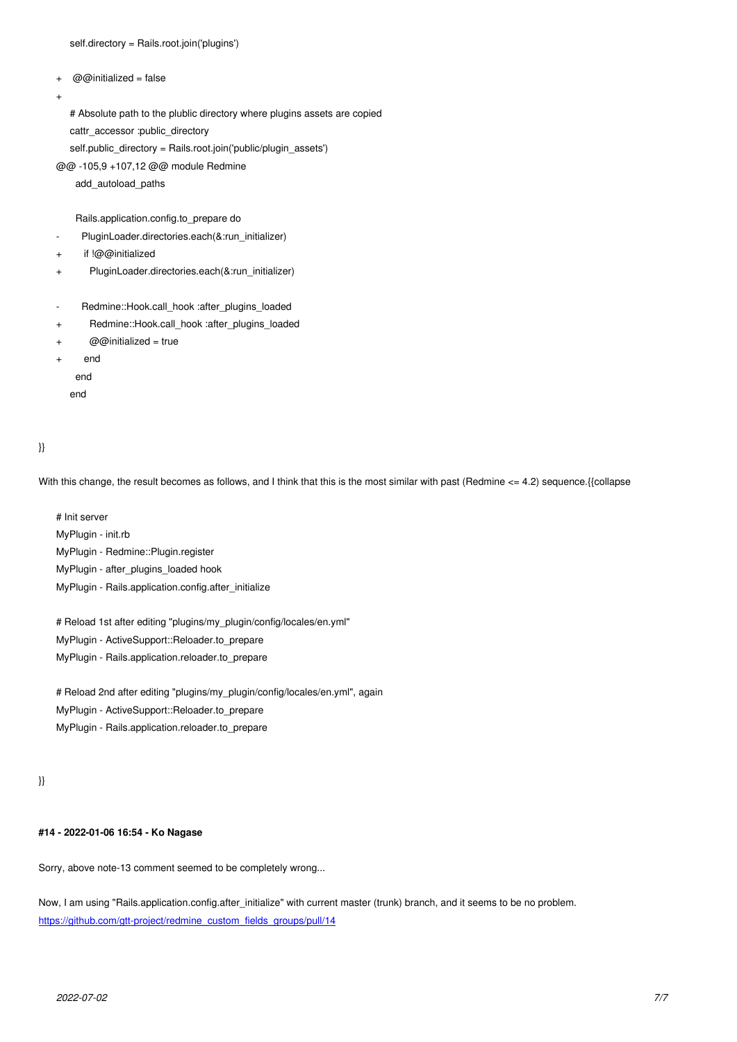```
      self.directory = Rails.root.join('plugins')

+    @@initialized = false
+
      # Absolute path to the plublic directory where plugins assets are copied
      cattr_accessor :public_directory
      self.public_directory = Rails.root.join('public/plugin_assets')
@@ -105,9 +107,12 @@ module Redmine
        add_autoload_paths

        Rails.application.config.to_prepare do
-        PluginLoader.directories.each(&:run_initializer)
+        if !@@initialized
+          PluginLoader.directories.each(&:run_initializer)

-        Redmine::Hook.call_hook :after_plugins_loaded
+          Redmine::Hook.call_hook :after_plugins_loaded
+          @@initialized = true
+        end
        end
      end
```

}}

With this change, the result becomes as follows, and I think that this is the most similar with past (Redmine <= 4.2) sequence.{{collapse

```
# Init server
MyPlugin - init.rb
MyPlugin - Redmine::Plugin.register
MyPlugin - after_plugins_loaded hook
MyPlugin - Rails.application.config.after_initialize

# Reload 1st after editing "plugins/my_plugin/config/locales/en.yml"
MyPlugin - ActiveSupport::Reloader.to_prepare
MyPlugin - Rails.application.reloader.to_prepare

# Reload 2nd after editing "plugins/my_plugin/config/locales/en.yml", again
MyPlugin - ActiveSupport::Reloader.to_prepare
MyPlugin - Rails.application.reloader.to_prepare
```

}}

#### #14 - 2022-01-06 16:54 - Ko Nagase

Sorry, above note-13 comment seemed to be completely wrong...

Now, I am using "Rails.application.config.after_initialize" with current master (trunk) branch, and it seems to be no problem.
https://github.com/gtt-project/redmine_custom_fields_groups/pull/14